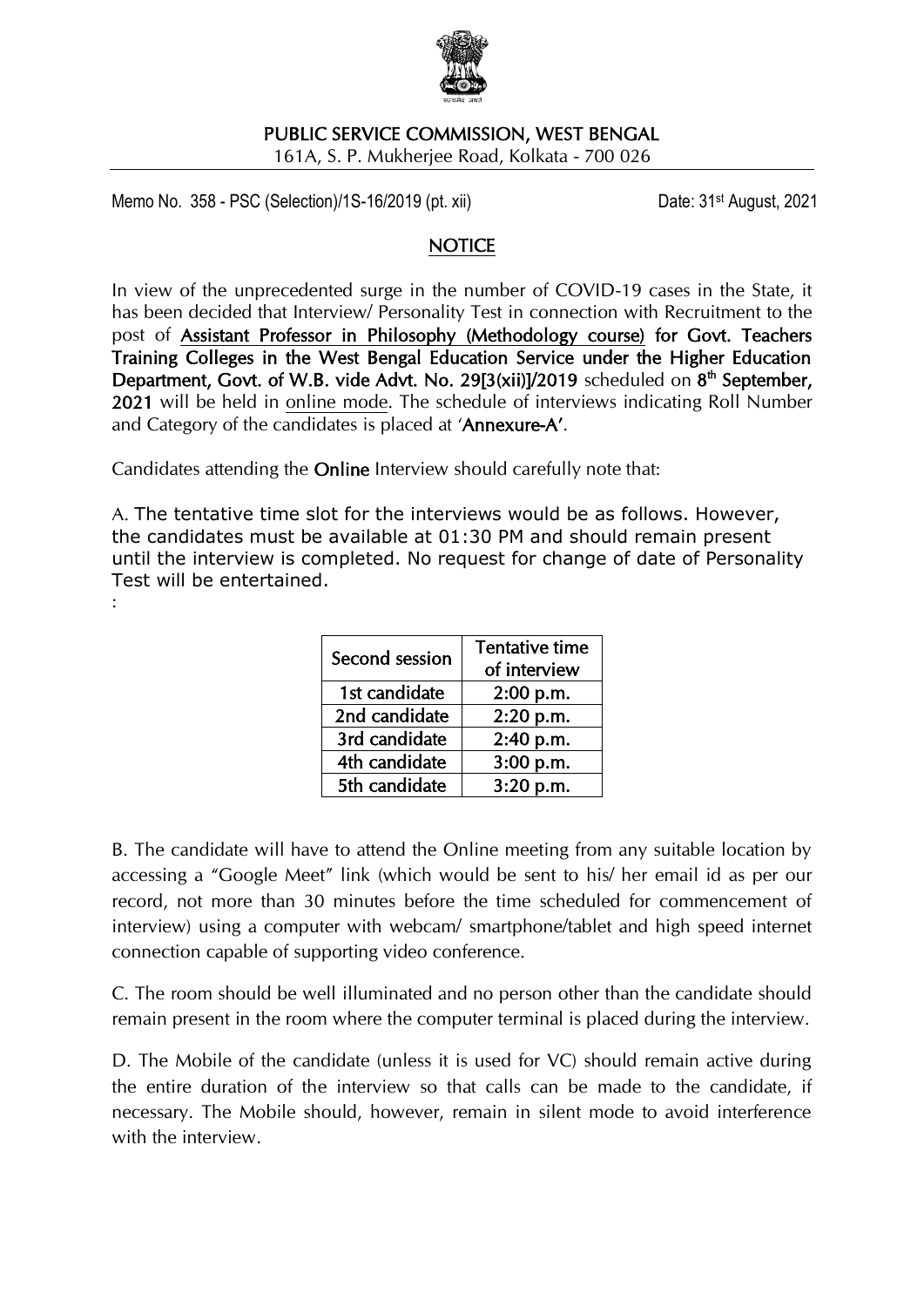**PUBLIC SERVICE COMMISSION, WEST BENGAL**

161A, S. P. Mukherjee Road, Kolkata - 700 026

Memo No. 358 - PSC (Selection)/1S-16/2019 (pt. xii) Date: 31st August, 2021

## NOTICE

In view of the unprecedented surge in the number of COVID-19 cases in the State, it has been decided that Interview/ Personality Test in connection with Recruitment to the post of **Assistant Professor in Philosophy (Methodology course) for Govt. Teachers Training Colleges in the West Bengal Education Service under the Higher Education Department, Govt. of W.B. vide Advt. No. 29[3(xii)]/2019** scheduled on **8th September, 2021** will be held in online mode. The schedule of interviews indicating Roll Number and Category of the candidates is placed at '**Annexure-A**'.

Candidates attending the **Online** Interview should carefully note that:

A. The tentative time slot for the interviews would be as follows. However, the candidates must be available at 01:30 PM and should remain present until the interview is completed. No request for change of date of Personality Test will be entertained.

:

| Second session | Tentative time of interview |
|---|---|
| 1st candidate | 2:00 p.m. |
| 2nd candidate | 2:20 p.m. |
| 3rd candidate | 2:40 p.m. |
| 4th candidate | 3:00 p.m. |
| 5th candidate | 3:20 p.m. |

B. The candidate will have to attend the Online meeting from any suitable location by accessing a "Google Meet" link (which would be sent to his/ her email id as per our record, not more than 30 minutes before the time scheduled for commencement of interview) using a computer with webcam/ smartphone/tablet and high speed internet connection capable of supporting video conference.

C. The room should be well illuminated and no person other than the candidate should remain present in the room where the computer terminal is placed during the interview.

D. The Mobile of the candidate (unless it is used for VC) should remain active during the entire duration of the interview so that calls can be made to the candidate, if necessary. The Mobile should, however, remain in silent mode to avoid interference with the interview.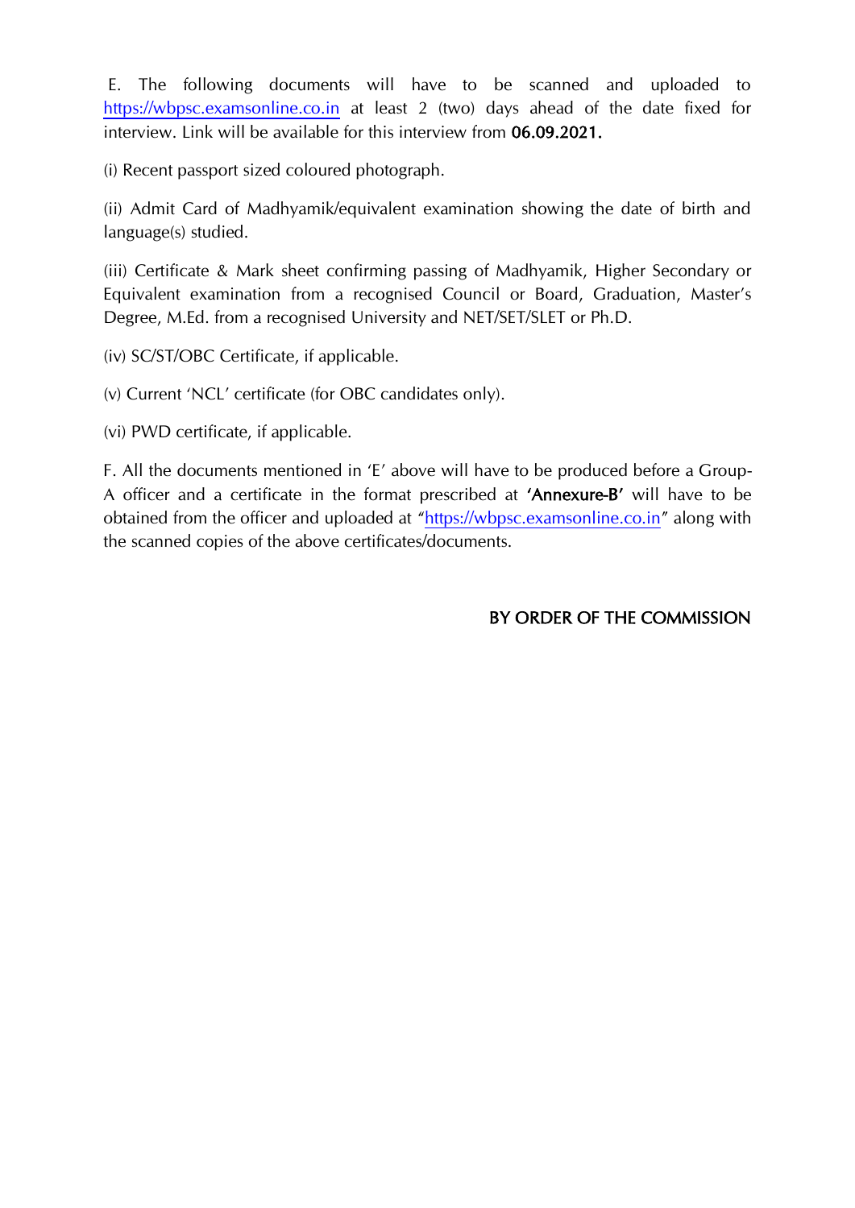E. The following documents will have to be scanned and uploaded to https://wbpsc.examsonline.co.in at least 2 (two) days ahead of the date fixed for interview. Link will be available for this interview from **06.09.2021.**

(i) Recent passport sized coloured photograph.

(ii) Admit Card of Madhyamik/equivalent examination showing the date of birth and language(s) studied.

(iii) Certificate & Mark sheet confirming passing of Madhyamik, Higher Secondary or Equivalent examination from a recognised Council or Board, Graduation, Master's Degree, M.Ed. from a recognised University and NET/SET/SLET or Ph.D.

(iv) SC/ST/OBC Certificate, if applicable.

(v) Current 'NCL' certificate (for OBC candidates only).

(vi) PWD certificate, if applicable.

F. All the documents mentioned in 'E' above will have to be produced before a Group-A officer and a certificate in the format prescribed at **'Annexure-B'** will have to be obtained from the officer and uploaded at "https://wbpsc.examsonline.co.in" along with the scanned copies of the above certificates/documents.

BY ORDER OF THE COMMISSION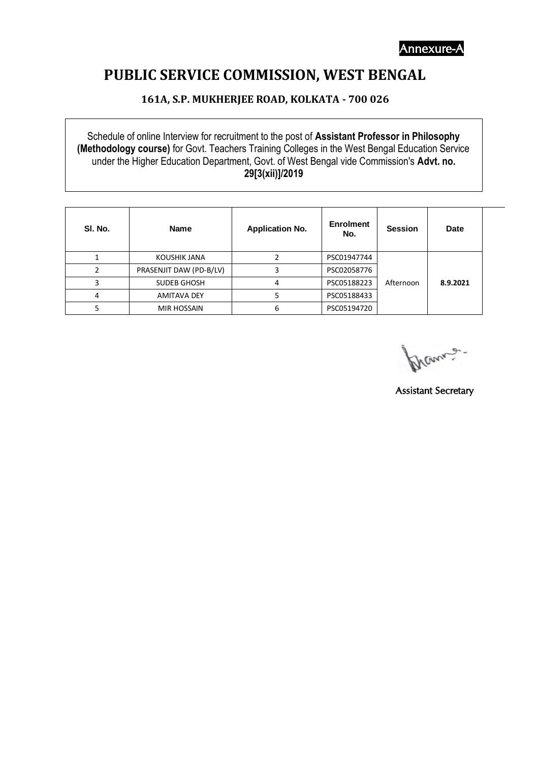Annexure-A

# PUBLIC SERVICE COMMISSION, WEST BENGAL

### 161A, S.P. MUKHERJEE ROAD, KOLKATA - 700 026

Schedule of online Interview for recruitment to the post of **Assistant Professor in Philosophy (Methodology course)** for Govt. Teachers Training Colleges in the West Bengal Education Service under the Higher Education Department, Govt. of West Bengal vide Commission's **Advt. no. 29[3(xii)]/2019**

| Sl. No. | Name | Application No. | Enrolment No. | Session | Date |
|---|---|---|---|---|---|
| 1 | KOUSHIK JANA | 2 | PSC01947744 | Afternoon | **8.9.2021** |
| 2 | PRASENJIT DAW (PD-B/LV) | 3 | PSC02058776 | | |
| 3 | SUDEB GHOSH | 4 | PSC05188223 | | |
| 4 | AMITAVA DEY | 5 | PSC05188433 | | |
| 5 | MIR HOSSAIN | 6 | PSC05194720 | | |

Assistant Secretary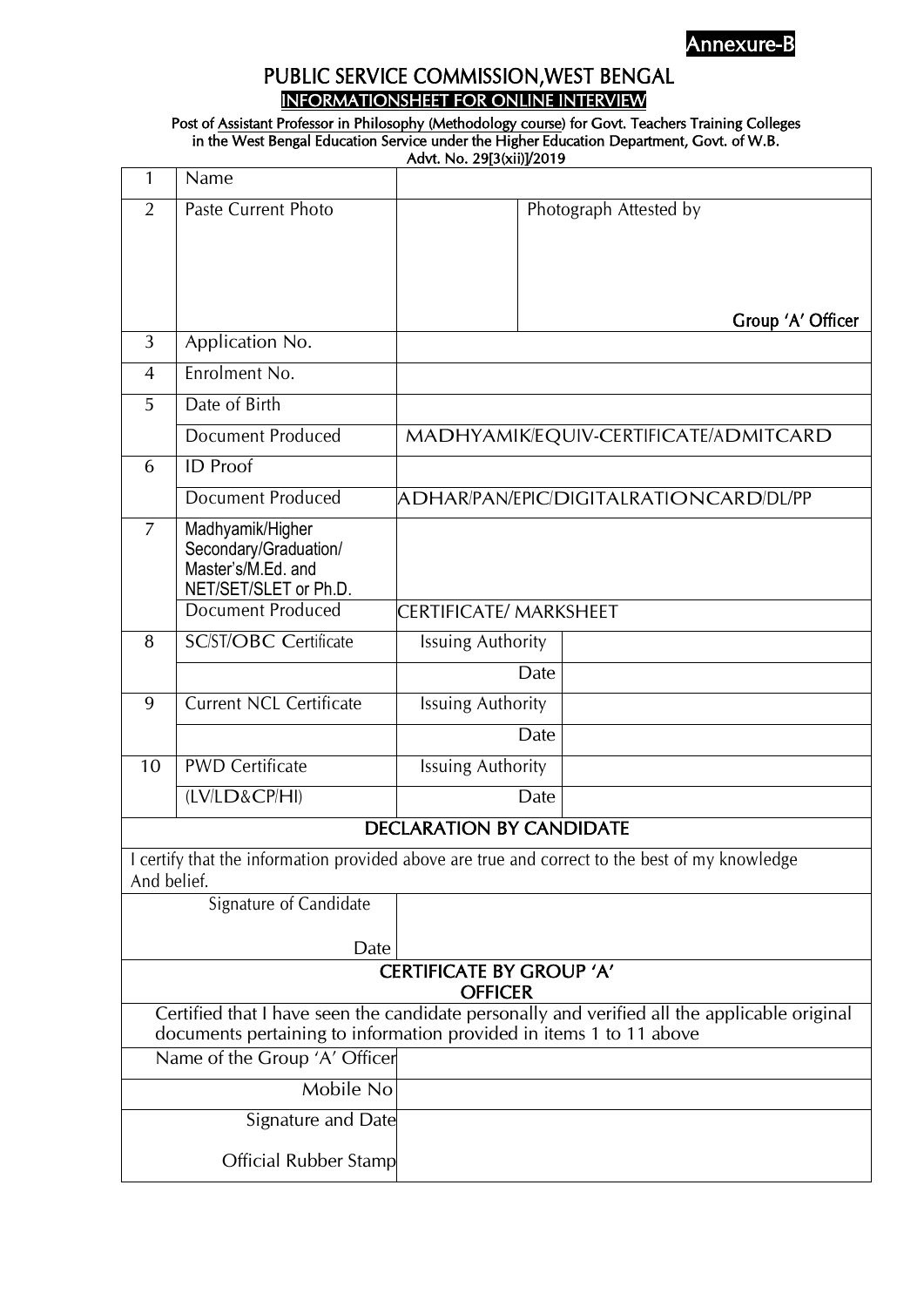Annexure-B

# PUBLIC SERVICE COMMISSION,WEST BENGAL

## INFORMATIONSHEET FOR ONLINE INTERVIEW

Post of Assistant Professor in Philosophy (Methodology course) for Govt. Teachers Training Colleges in the West Bengal Education Service under the Higher Education Department, Govt. of W.B.
Advt. No. 29[3(xii)]/2019

| | | | |
|---|---|---|---|
| 1 | Name | | |
| 2 | Paste Current Photo | | Photograph Attested by<br><br>Group 'A' Officer |
| 3 | Application No. | | |
| 4 | Enrolment No. | | |
| 5 | Date of Birth | | |
| | Document Produced | MADHYAMIK/EQUIV-CERTIFICATE/ADMITCARD | |
| 6 | ID Proof | | |
| | Document Produced | ADHAR/PAN/EPIC/DIGITALRATIONCARD/DL/PP | |
| 7 | Madhyamik/Higher Secondary/Graduation/ Master's/M.Ed. and NET/SET/SLET or Ph.D. | | |
| | Document Produced | CERTIFICATE/ MARKSHEET | |
| 8 | SC/ST/OBC Certificate | Issuing Authority | |
| | | Date | |
| 9 | Current NCL Certificate | Issuing Authority | |
| | | Date | |
| 10 | PWD Certificate | Issuing Authority | |
| | (LV/LD&CP/HI) | Date | |

**DECLARATION BY CANDIDATE**

I certify that the information provided above are true and correct to the best of my knowledge And belief.

| | |
|---|---|
| Signature of Candidate<br><br>Date | |

**CERTIFICATE BY GROUP 'A' OFFICER**

Certified that I have seen the candidate personally and verified all the applicable original documents pertaining to information provided in items 1 to 11 above

| | |
|---|---|
| Name of the Group 'A' Officer | |
| Mobile No | |
| Signature and Date<br><br>Official Rubber Stamp | |